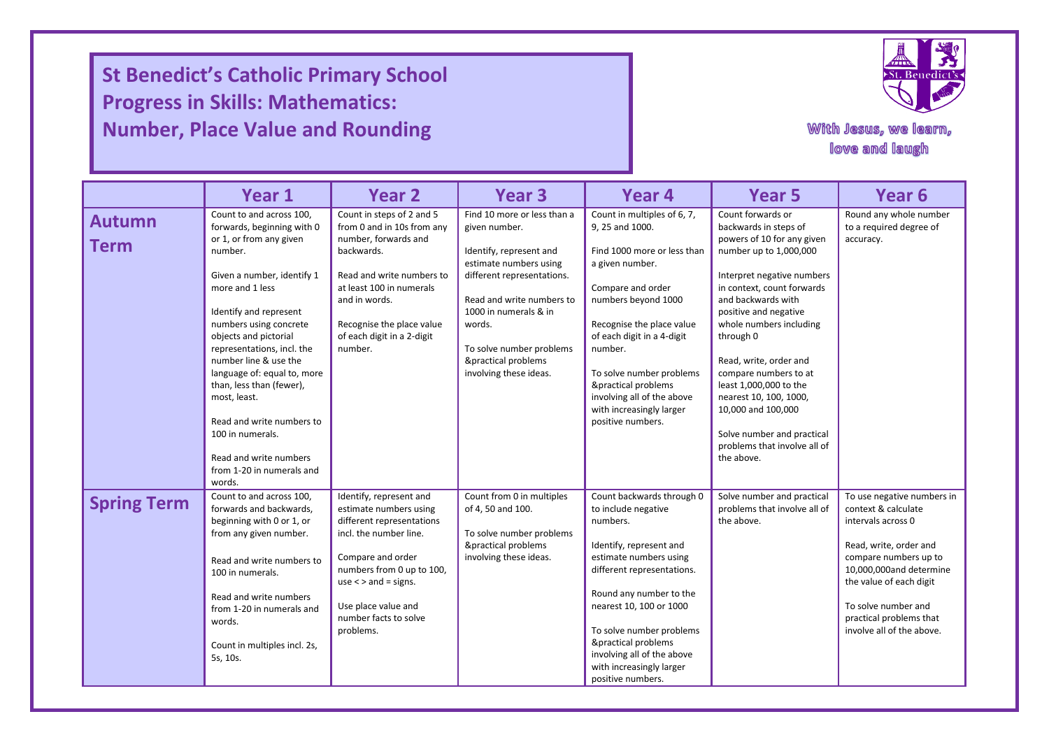# St Benedict's Catholic Primary School
# Progress in Skills: Mathematics:
# Number, Place Value and Rounding

With Jesus, we learn, love and laugh

| | Year 1 | Year 2 | Year 3 | Year 4 | Year 5 | Year 6 |
|---|---|---|---|---|---|---|
| **Autumn Term** | Count to and across 100, forwards, beginning with 0 or 1, or from any given number.<br><br>Given a number, identify 1 more and 1 less<br><br>Identify and represent numbers using concrete objects and pictorial representations, incl. the number line & use the language of: equal to, more than, less than (fewer), most, least.<br><br>Read and write numbers to 100 in numerals.<br><br>Read and write numbers from 1-20 in numerals and words. | Count in steps of 2 and 5 from 0 and in 10s from any number, forwards and backwards.<br><br>Read and write numbers to at least 100 in numerals and in words.<br><br>Recognise the place value of each digit in a 2-digit number. | Find 10 more or less than a given number.<br><br>Identify, represent and estimate numbers using different representations.<br><br>Read and write numbers to 1000 in numerals & in words.<br><br>To solve number problems &practical problems involving these ideas. | Count in multiples of 6, 7, 9, 25 and 1000.<br><br>Find 1000 more or less than a given number.<br><br>Compare and order numbers beyond 1000<br><br>Recognise the place value of each digit in a 4-digit number.<br><br>To solve number problems &practical problems involving all of the above with increasingly larger positive numbers. | Count forwards or backwards in steps of powers of 10 for any given number up to 1,000,000<br><br>Interpret negative numbers in context, count forwards and backwards with positive and negative whole numbers including through 0<br><br>Read, write, order and compare numbers to at least 1,000,000 to the nearest 10, 100, 1000, 10,000 and 100,000<br><br>Solve number and practical problems that involve all of the above. | Round any whole number to a required degree of accuracy. |
| **Spring Term** | Count to and across 100, forwards and backwards, beginning with 0 or 1, or from any given number.<br><br>Read and write numbers to 100 in numerals.<br><br>Read and write numbers from 1-20 in numerals and words.<br><br>Count in multiples incl. 2s, 5s, 10s. | Identify, represent and estimate numbers using different representations incl. the number line.<br><br>Compare and order numbers from 0 up to 100, use < > and = signs.<br><br>Use place value and number facts to solve problems. | Count from 0 in multiples of 4, 50 and 100.<br><br>To solve number problems &practical problems involving these ideas. | Count backwards through 0 to include negative numbers.<br><br>Identify, represent and estimate numbers using different representations.<br><br>Round any number to the nearest 10, 100 or 1000<br><br>To solve number problems &practical problems involving all of the above with increasingly larger positive numbers. | Solve number and practical problems that involve all of the above. | To use negative numbers in context & calculate intervals across 0<br><br>Read, write, order and compare numbers up to 10,000,000and determine the value of each digit<br><br>To solve number and practical problems that involve all of the above. |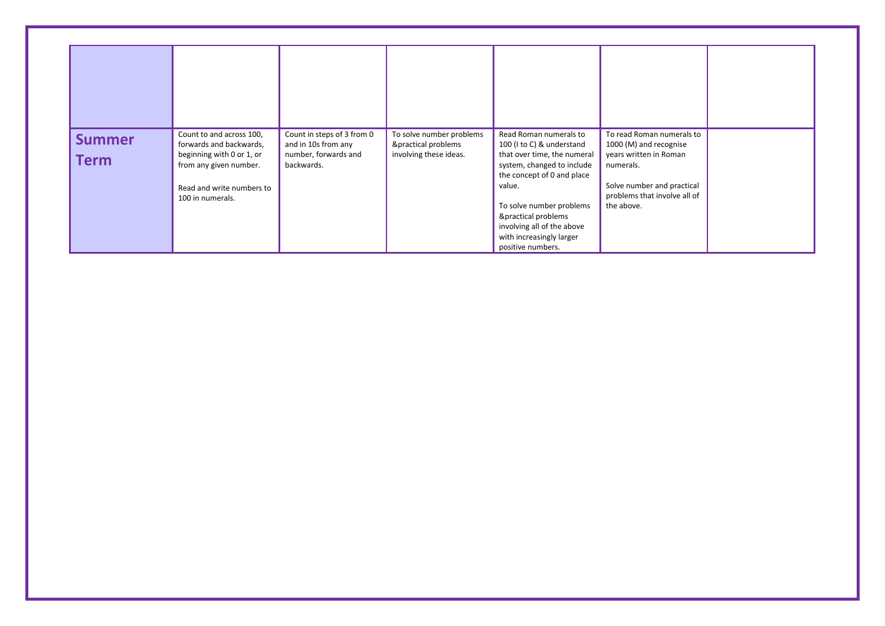| | | | | | | |
|---|---|---|---|---|---|---|
| | | | | | | |
| **Summer Term** | Count to and across 100, forwards and backwards, beginning with 0 or 1, or from any given number.<br><br>Read and write numbers to 100 in numerals. | Count in steps of 3 from 0 and in 10s from any number, forwards and backwards. | To solve number problems &practical problems involving these ideas. | Read Roman numerals to 100 (I to C) & understand that over time, the numeral system, changed to include the concept of 0 and place value.<br><br>To solve number problems &practical problems involving all of the above with increasingly larger positive numbers. | To read Roman numerals to 1000 (M) and recognise years written in Roman numerals.<br><br>Solve number and practical problems that involve all of the above. | |